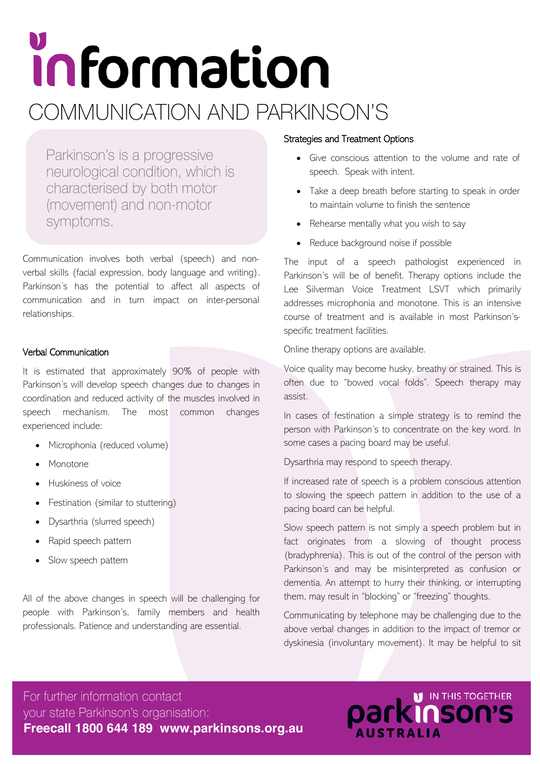# information

## COMMUNICATION AND PARKINSON'S

Parkinson's is a progressive neurological condition, which is characterised by both motor (movement) and non-motor symptoms.

Communication involves both verbal (speech) and non-verbal skills (facial expression, body language and writing). Parkinson's has the potential to affect all aspects of communication and in turn impact on inter-personal relationships.

### Verbal Communication

It is estimated that approximately 90% of people with Parkinson's will develop speech changes due to changes in coordination and reduced activity of the muscles involved in speech mechanism. The most common changes experienced include:

- Microphonia (reduced volume)
- Monotone
- Huskiness of voice
- Festination (similar to stuttering)
- Dysarthria (slurred speech)
- Rapid speech pattern
- Slow speech pattern

All of the above changes in speech will be challenging for people with Parkinson's, family members and health professionals. Patience and understanding are essential.

### Strategies and Treatment Options

- Give conscious attention to the volume and rate of speech. Speak with intent.
- Take a deep breath before starting to speak in order to maintain volume to finish the sentence
- Rehearse mentally what you wish to say
- Reduce background noise if possible

The input of a speech pathologist experienced in Parkinson's will be of benefit. Therapy options include the Lee Silverman Voice Treatment LSVT which primarily addresses microphonia and monotone. This is an intensive course of treatment and is available in most Parkinson's-specific treatment facilities.

Online therapy options are available.

Voice quality may become husky, breathy or strained. This is often due to "bowed vocal folds". Speech therapy may assist.

In cases of festination a simple strategy is to remind the person with Parkinson's to concentrate on the key word. In some cases a pacing board may be useful.

Dysarthria may respond to speech therapy.

If increased rate of speech is a problem conscious attention to slowing the speech pattern in addition to the use of a pacing board can be helpful.

Slow speech pattern is not simply a speech problem but in fact originates from a slowing of thought process (bradyphrenia). This is out of the control of the person with Parkinson's and may be misinterpreted as confusion or dementia. An attempt to hurry their thinking, or interrupting them, may result in "blocking" or "freezing" thoughts.

Communicating by telephone may be challenging due to the above verbal changes in addition to the impact of tremor or dyskinesia (involuntary movement). It may be helpful to sit

For further information contact your state Parkinson's organisation:
**Freecall 1800 644 189 www.parkinsons.org.au**

IN THIS TOGETHER parkinson's AUSTRALIA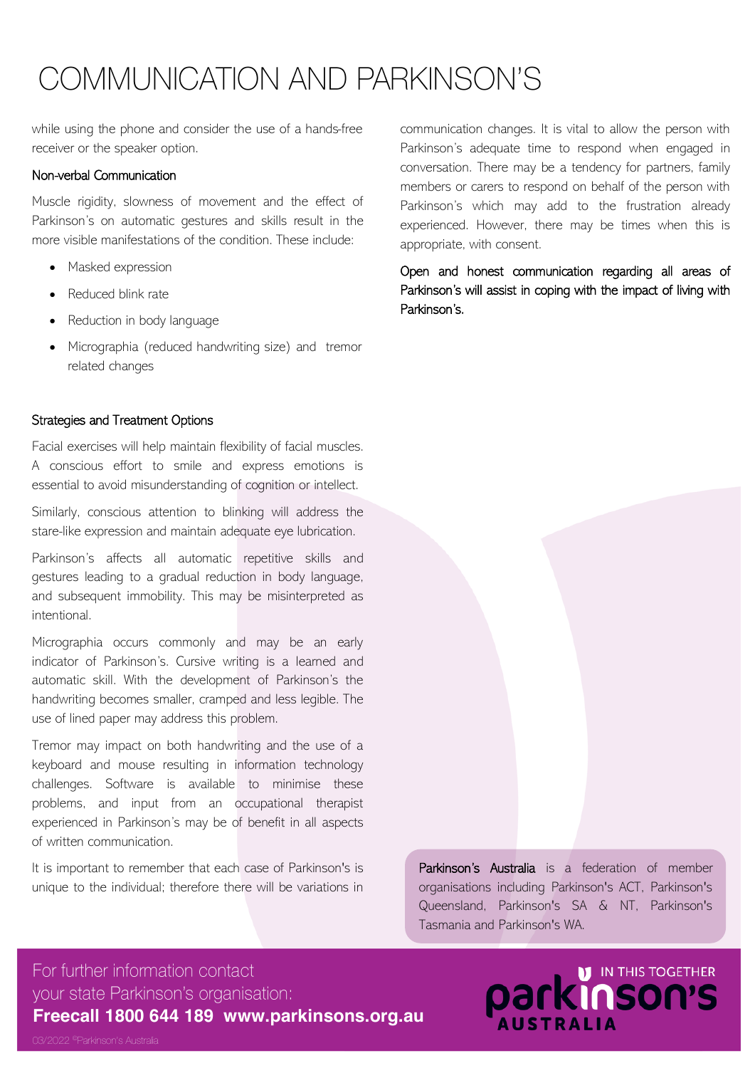while using the phone and consider the use of a hands-free receiver or the speaker option.

## Non-verbal Communication

Muscle rigidity, slowness of movement and the effect of Parkinson's on automatic gestures and skills result in the more visible manifestations of the condition. These include:

- Masked expression
- Reduced blink rate
- Reduction in body language
- Micrographia (reduced handwriting size) and tremor related changes

## Strategies and Treatment Options

Facial exercises will help maintain flexibility of facial muscles. A conscious effort to smile and express emotions is essential to avoid misunderstanding of cognition or intellect.

Similarly, conscious attention to blinking will address the stare-like expression and maintain adequate eye lubrication.

Parkinson's affects all automatic repetitive skills and gestures leading to a gradual reduction in body language, and subsequent immobility. This may be misinterpreted as intentional.

Micrographia occurs commonly and may be an early indicator of Parkinson's. Cursive writing is a learned and automatic skill. With the development of Parkinson's the handwriting becomes smaller, cramped and less legible. The use of lined paper may address this problem.

Tremor may impact on both handwriting and the use of a keyboard and mouse resulting in information technology challenges. Software is available to minimise these problems, and input from an occupational therapist experienced in Parkinson's may be of benefit in all aspects of written communication.

It is important to remember that each case of Parkinson's is unique to the individual; therefore there will be variations in communication changes. It is vital to allow the person with Parkinson's adequate time to respond when engaged in conversation. There may be a tendency for partners, family members or carers to respond on behalf of the person with Parkinson's which may add to the frustration already experienced. However, there may be times when this is appropriate, with consent.

Open and honest communication regarding all areas of Parkinson's will assist in coping with the impact of living with Parkinson's.

Parkinson's Australia is a federation of member organisations including Parkinson's ACT, Parkinson's Queensland, Parkinson's SA & NT, Parkinson's Tasmania and Parkinson's WA.

For further information contact your state Parkinson's organisation:
**Freecall 1800 644 189 www.parkinsons.org.au**

IN THIS TOGETHER parkinson's AUSTRALIA

03/2022 ©Parkinson's Australia